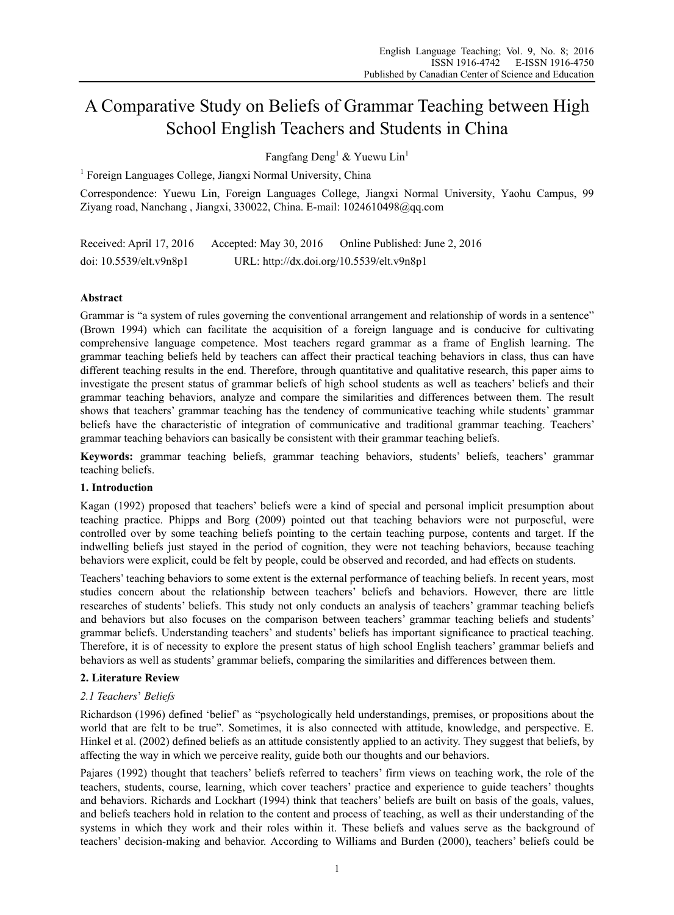# A Comparative Study on Beliefs of Grammar Teaching between High School English Teachers and Students in China

Fangfang Deng[1] & Yuewu Lin[1]

[1] Foreign Languages College, Jiangxi Normal University, China

Correspondence: Yuewu Lin, Foreign Languages College, Jiangxi Normal University, Yaohu Campus, 99 Ziyang road, Nanchang , Jiangxi, 330022, China. E-mail: 1024610498@qq.com

Received: April 17, 2016 Accepted: May 30, 2016 Online Published: June 2, 2016

doi: 10.5539/elt.v9n8p1 URL: http://dx.doi.org/10.5539/elt.v9n8p1

**Abstract**

Grammar is "a system of rules governing the conventional arrangement and relationship of words in a sentence" (Brown 1994) which can facilitate the acquisition of a foreign language and is conducive for cultivating comprehensive language competence. Most teachers regard grammar as a frame of English learning. The grammar teaching beliefs held by teachers can affect their practical teaching behaviors in class, thus can have different teaching results in the end. Therefore, through quantitative and qualitative research, this paper aims to investigate the present status of grammar beliefs of high school students as well as teachers' beliefs and their grammar teaching behaviors, analyze and compare the similarities and differences between them. The result shows that teachers' grammar teaching has the tendency of communicative teaching while students' grammar beliefs have the characteristic of integration of communicative and traditional grammar teaching. Teachers' grammar teaching behaviors can basically be consistent with their grammar teaching beliefs.

**Keywords:** grammar teaching beliefs, grammar teaching behaviors, students' beliefs, teachers' grammar teaching beliefs.

## 1. Introduction

Kagan (1992) proposed that teachers' beliefs were a kind of special and personal implicit presumption about teaching practice. Phipps and Borg (2009) pointed out that teaching behaviors were not purposeful, were controlled over by some teaching beliefs pointing to the certain teaching purpose, contents and target. If the indwelling beliefs just stayed in the period of cognition, they were not teaching behaviors, because teaching behaviors were explicit, could be felt by people, could be observed and recorded, and had effects on students.

Teachers' teaching behaviors to some extent is the external performance of teaching beliefs. In recent years, most studies concern about the relationship between teachers' beliefs and behaviors. However, there are little researches of students' beliefs. This study not only conducts an analysis of teachers' grammar teaching beliefs and behaviors but also focuses on the comparison between teachers' grammar teaching beliefs and students' grammar beliefs. Understanding teachers' and students' beliefs has important significance to practical teaching. Therefore, it is of necessity to explore the present status of high school English teachers' grammar beliefs and behaviors as well as students' grammar beliefs, comparing the similarities and differences between them.

## 2. Literature Review

### *2.1 Teachers' Beliefs*

Richardson (1996) defined 'belief' as "psychologically held understandings, premises, or propositions about the world that are felt to be true". Sometimes, it is also connected with attitude, knowledge, and perspective. E. Hinkel et al. (2002) defined beliefs as an attitude consistently applied to an activity. They suggest that beliefs, by affecting the way in which we perceive reality, guide both our thoughts and our behaviors.

Pajares (1992) thought that teachers' beliefs referred to teachers' firm views on teaching work, the role of the teachers, students, course, learning, which cover teachers' practice and experience to guide teachers' thoughts and behaviors. Richards and Lockhart (1994) think that teachers' beliefs are built on basis of the goals, values, and beliefs teachers hold in relation to the content and process of teaching, as well as their understanding of the systems in which they work and their roles within it. These beliefs and values serve as the background of teachers' decision-making and behavior. According to Williams and Burden (2000), teachers' beliefs could be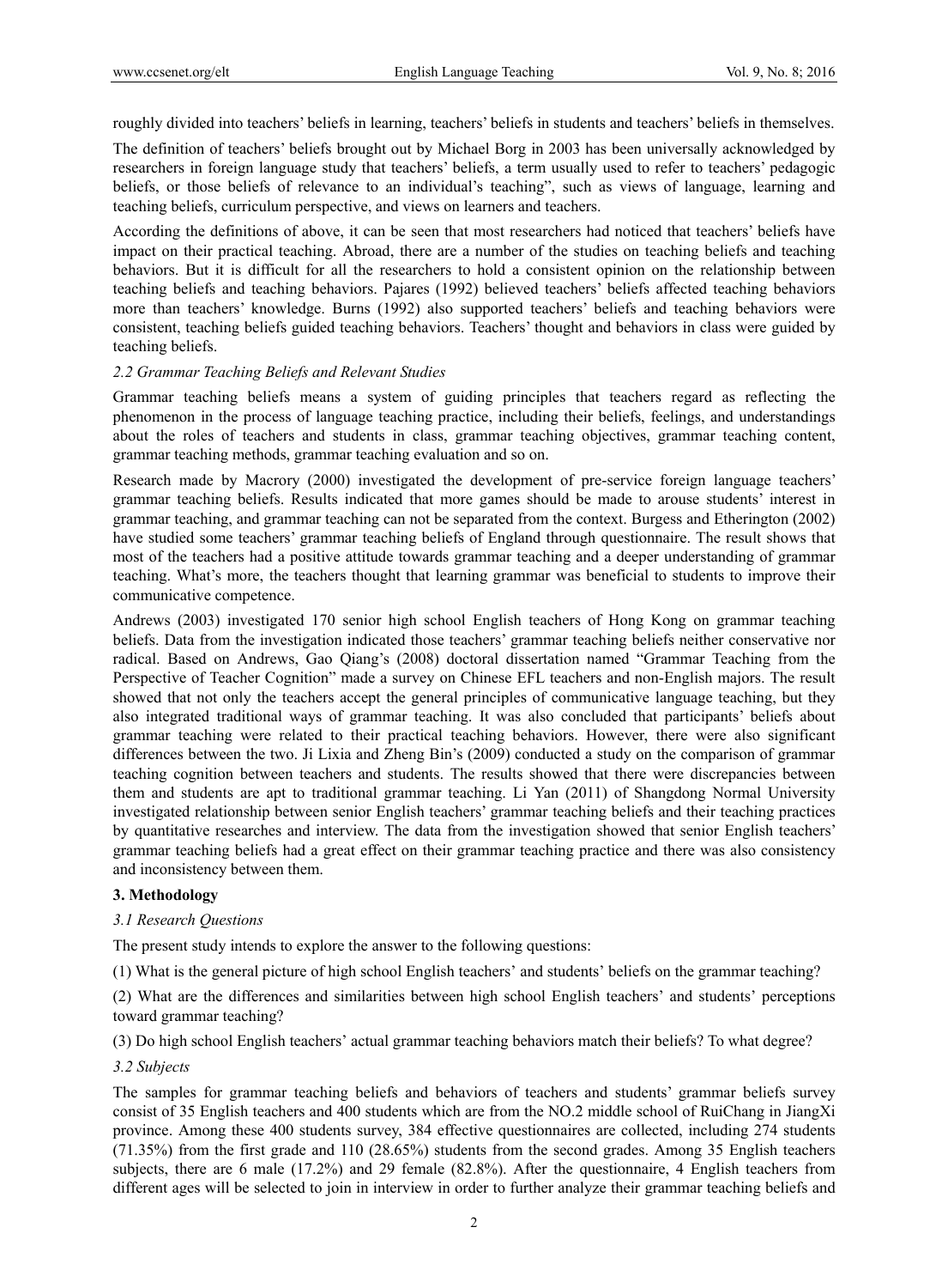roughly divided into teachers' beliefs in learning, teachers' beliefs in students and teachers' beliefs in themselves.

The definition of teachers' beliefs brought out by Michael Borg in 2003 has been universally acknowledged by researchers in foreign language study that teachers' beliefs, a term usually used to refer to teachers' pedagogic beliefs, or those beliefs of relevance to an individual's teaching", such as views of language, learning and teaching beliefs, curriculum perspective, and views on learners and teachers.

According the definitions of above, it can be seen that most researchers had noticed that teachers' beliefs have impact on their practical teaching. Abroad, there are a number of the studies on teaching beliefs and teaching behaviors. But it is difficult for all the researchers to hold a consistent opinion on the relationship between teaching beliefs and teaching behaviors. Pajares (1992) believed teachers' beliefs affected teaching behaviors more than teachers' knowledge. Burns (1992) also supported teachers' beliefs and teaching behaviors were consistent, teaching beliefs guided teaching behaviors. Teachers' thought and behaviors in class were guided by teaching beliefs.

### *2.2 Grammar Teaching Beliefs and Relevant Studies*

Grammar teaching beliefs means a system of guiding principles that teachers regard as reflecting the phenomenon in the process of language teaching practice, including their beliefs, feelings, and understandings about the roles of teachers and students in class, grammar teaching objectives, grammar teaching content, grammar teaching methods, grammar teaching evaluation and so on.

Research made by Macrory (2000) investigated the development of pre-service foreign language teachers' grammar teaching beliefs. Results indicated that more games should be made to arouse students' interest in grammar teaching, and grammar teaching can not be separated from the context. Burgess and Etherington (2002) have studied some teachers' grammar teaching beliefs of England through questionnaire. The result shows that most of the teachers had a positive attitude towards grammar teaching and a deeper understanding of grammar teaching. What's more, the teachers thought that learning grammar was beneficial to students to improve their communicative competence.

Andrews (2003) investigated 170 senior high school English teachers of Hong Kong on grammar teaching beliefs. Data from the investigation indicated those teachers' grammar teaching beliefs neither conservative nor radical. Based on Andrews, Gao Qiang's (2008) doctoral dissertation named "Grammar Teaching from the Perspective of Teacher Cognition" made a survey on Chinese EFL teachers and non-English majors. The result showed that not only the teachers accept the general principles of communicative language teaching, but they also integrated traditional ways of grammar teaching. It was also concluded that participants' beliefs about grammar teaching were related to their practical teaching behaviors. However, there were also significant differences between the two. Ji Lixia and Zheng Bin's (2009) conducted a study on the comparison of grammar teaching cognition between teachers and students. The results showed that there were discrepancies between them and students are apt to traditional grammar teaching. Li Yan (2011) of Shangdong Normal University investigated relationship between senior English teachers' grammar teaching beliefs and their teaching practices by quantitative researches and interview. The data from the investigation showed that senior English teachers' grammar teaching beliefs had a great effect on their grammar teaching practice and there was also consistency and inconsistency between them.

## **3. Methodology**

### *3.1 Research Questions*

The present study intends to explore the answer to the following questions:

(1) What is the general picture of high school English teachers' and students' beliefs on the grammar teaching?

(2) What are the differences and similarities between high school English teachers' and students' perceptions toward grammar teaching?

(3) Do high school English teachers' actual grammar teaching behaviors match their beliefs? To what degree?

### *3.2 Subjects*

The samples for grammar teaching beliefs and behaviors of teachers and students' grammar beliefs survey consist of 35 English teachers and 400 students which are from the NO.2 middle school of RuiChang in JiangXi province. Among these 400 students survey, 384 effective questionnaires are collected, including 274 students (71.35%) from the first grade and 110 (28.65%) students from the second grades. Among 35 English teachers subjects, there are 6 male (17.2%) and 29 female (82.8%). After the questionnaire, 4 English teachers from different ages will be selected to join in interview in order to further analyze their grammar teaching beliefs and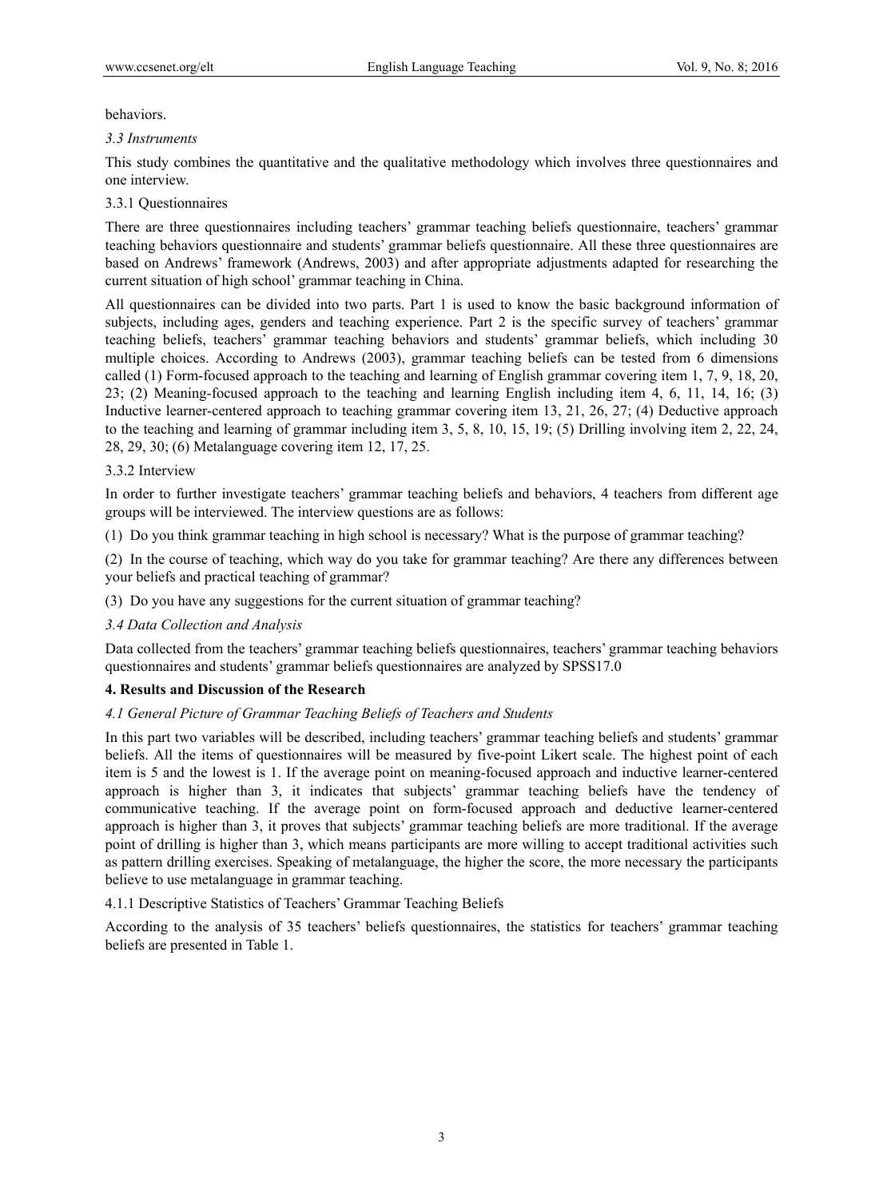behaviors.

### *3.3 Instruments*

This study combines the quantitative and the qualitative methodology which involves three questionnaires and one interview.

#### 3.3.1 Questionnaires

There are three questionnaires including teachers' grammar teaching beliefs questionnaire, teachers' grammar teaching behaviors questionnaire and students' grammar beliefs questionnaire. All these three questionnaires are based on Andrews' framework (Andrews, 2003) and after appropriate adjustments adapted for researching the current situation of high school' grammar teaching in China.

All questionnaires can be divided into two parts. Part 1 is used to know the basic background information of subjects, including ages, genders and teaching experience. Part 2 is the specific survey of teachers' grammar teaching beliefs, teachers' grammar teaching behaviors and students' grammar beliefs, which including 30 multiple choices. According to Andrews (2003), grammar teaching beliefs can be tested from 6 dimensions called (1) Form-focused approach to the teaching and learning of English grammar covering item 1, 7, 9, 18, 20, 23; (2) Meaning-focused approach to the teaching and learning English including item 4, 6, 11, 14, 16; (3) Inductive learner-centered approach to teaching grammar covering item 13, 21, 26, 27; (4) Deductive approach to the teaching and learning of grammar including item 3, 5, 8, 10, 15, 19; (5) Drilling involving item 2, 22, 24, 28, 29, 30; (6) Metalanguage covering item 12, 17, 25.

#### 3.3.2 Interview

In order to further investigate teachers' grammar teaching beliefs and behaviors, 4 teachers from different age groups will be interviewed. The interview questions are as follows:

(1) Do you think grammar teaching in high school is necessary? What is the purpose of grammar teaching?

(2) In the course of teaching, which way do you take for grammar teaching? Are there any differences between your beliefs and practical teaching of grammar?

(3) Do you have any suggestions for the current situation of grammar teaching?

### *3.4 Data Collection and Analysis*

Data collected from the teachers' grammar teaching beliefs questionnaires, teachers' grammar teaching behaviors questionnaires and students' grammar beliefs questionnaires are analyzed by SPSS17.0

## 4. Results and Discussion of the Research

### *4.1 General Picture of Grammar Teaching Beliefs of Teachers and Students*

In this part two variables will be described, including teachers' grammar teaching beliefs and students' grammar beliefs. All the items of questionnaires will be measured by five-point Likert scale. The highest point of each item is 5 and the lowest is 1. If the average point on meaning-focused approach and inductive learner-centered approach is higher than 3, it indicates that subjects' grammar teaching beliefs have the tendency of communicative teaching. If the average point on form-focused approach and deductive learner-centered approach is higher than 3, it proves that subjects' grammar teaching beliefs are more traditional. If the average point of drilling is higher than 3, which means participants are more willing to accept traditional activities such as pattern drilling exercises. Speaking of metalanguage, the higher the score, the more necessary the participants believe to use metalanguage in grammar teaching.

#### 4.1.1 Descriptive Statistics of Teachers' Grammar Teaching Beliefs

According to the analysis of 35 teachers' beliefs questionnaires, the statistics for teachers' grammar teaching beliefs are presented in Table 1.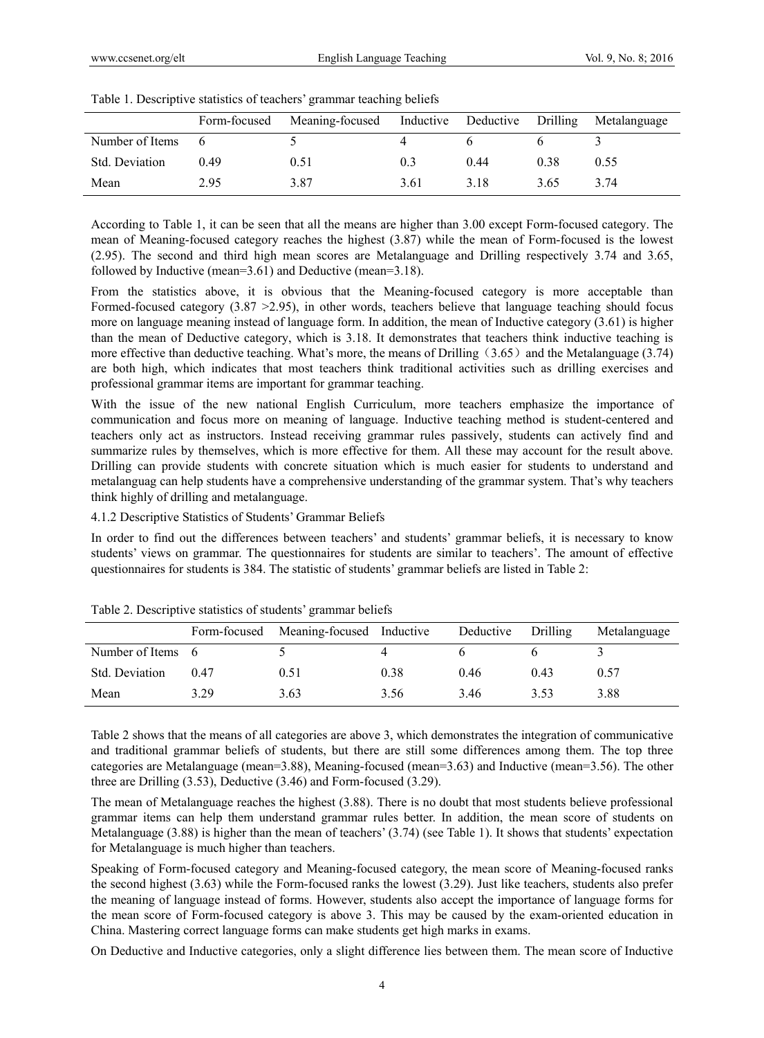Table 1. Descriptive statistics of teachers' grammar teaching beliefs

| | Form-focused | Meaning-focused | Inductive | Deductive | Drilling | Metalanguage |
|---|---|---|---|---|---|---|
| Number of Items | 6 | 5 | 4 | 6 | 6 | 3 |
| Std. Deviation | 0.49 | 0.51 | 0.3 | 0.44 | 0.38 | 0.55 |
| Mean | 2.95 | 3.87 | 3.61 | 3.18 | 3.65 | 3.74 |

According to Table 1, it can be seen that all the means are higher than 3.00 except Form-focused category. The mean of Meaning-focused category reaches the highest (3.87) while the mean of Form-focused is the lowest (2.95). The second and third high mean scores are Metalanguage and Drilling respectively 3.74 and 3.65, followed by Inductive (mean=3.61) and Deductive (mean=3.18).

From the statistics above, it is obvious that the Meaning-focused category is more acceptable than Formed-focused category (3.87 >2.95), in other words, teachers believe that language teaching should focus more on language meaning instead of language form. In addition, the mean of Inductive category (3.61) is higher than the mean of Deductive category, which is 3.18. It demonstrates that teachers think inductive teaching is more effective than deductive teaching. What's more, the means of Drilling（3.65）and the Metalanguage (3.74) are both high, which indicates that most teachers think traditional activities such as drilling exercises and professional grammar items are important for grammar teaching.

With the issue of the new national English Curriculum, more teachers emphasize the importance of communication and focus more on meaning of language. Inductive teaching method is student-centered and teachers only act as instructors. Instead receiving grammar rules passively, students can actively find and summarize rules by themselves, which is more effective for them. All these may account for the result above. Drilling can provide students with concrete situation which is much easier for students to understand and metalanguag can help students have a comprehensive understanding of the grammar system. That's why teachers think highly of drilling and metalanguage.

#### 4.1.2 Descriptive Statistics of Students' Grammar Beliefs

In order to find out the differences between teachers' and students' grammar beliefs, it is necessary to know students' views on grammar. The questionnaires for students are similar to teachers'. The amount of effective questionnaires for students is 384. The statistic of students' grammar beliefs are listed in Table 2:

Table 2. Descriptive statistics of students' grammar beliefs

| | Form-focused | Meaning-focused | Inductive | Deductive | Drilling | Metalanguage |
|---|---|---|---|---|---|---|
| Number of Items | 6 | 5 | 4 | 6 | 6 | 3 |
| Std. Deviation | 0.47 | 0.51 | 0.38 | 0.46 | 0.43 | 0.57 |
| Mean | 3.29 | 3.63 | 3.56 | 3.46 | 3.53 | 3.88 |

Table 2 shows that the means of all categories are above 3, which demonstrates the integration of communicative and traditional grammar beliefs of students, but there are still some differences among them. The top three categories are Metalanguage (mean=3.88), Meaning-focused (mean=3.63) and Inductive (mean=3.56). The other three are Drilling (3.53), Deductive (3.46) and Form-focused (3.29).

The mean of Metalanguage reaches the highest (3.88). There is no doubt that most students believe professional grammar items can help them understand grammar rules better. In addition, the mean score of students on Metalanguage (3.88) is higher than the mean of teachers' (3.74) (see Table 1). It shows that students' expectation for Metalanguage is much higher than teachers.

Speaking of Form-focused category and Meaning-focused category, the mean score of Meaning-focused ranks the second highest (3.63) while the Form-focused ranks the lowest (3.29). Just like teachers, students also prefer the meaning of language instead of forms. However, students also accept the importance of language forms for the mean score of Form-focused category is above 3. This may be caused by the exam-oriented education in China. Mastering correct language forms can make students get high marks in exams.

On Deductive and Inductive categories, only a slight difference lies between them. The mean score of Inductive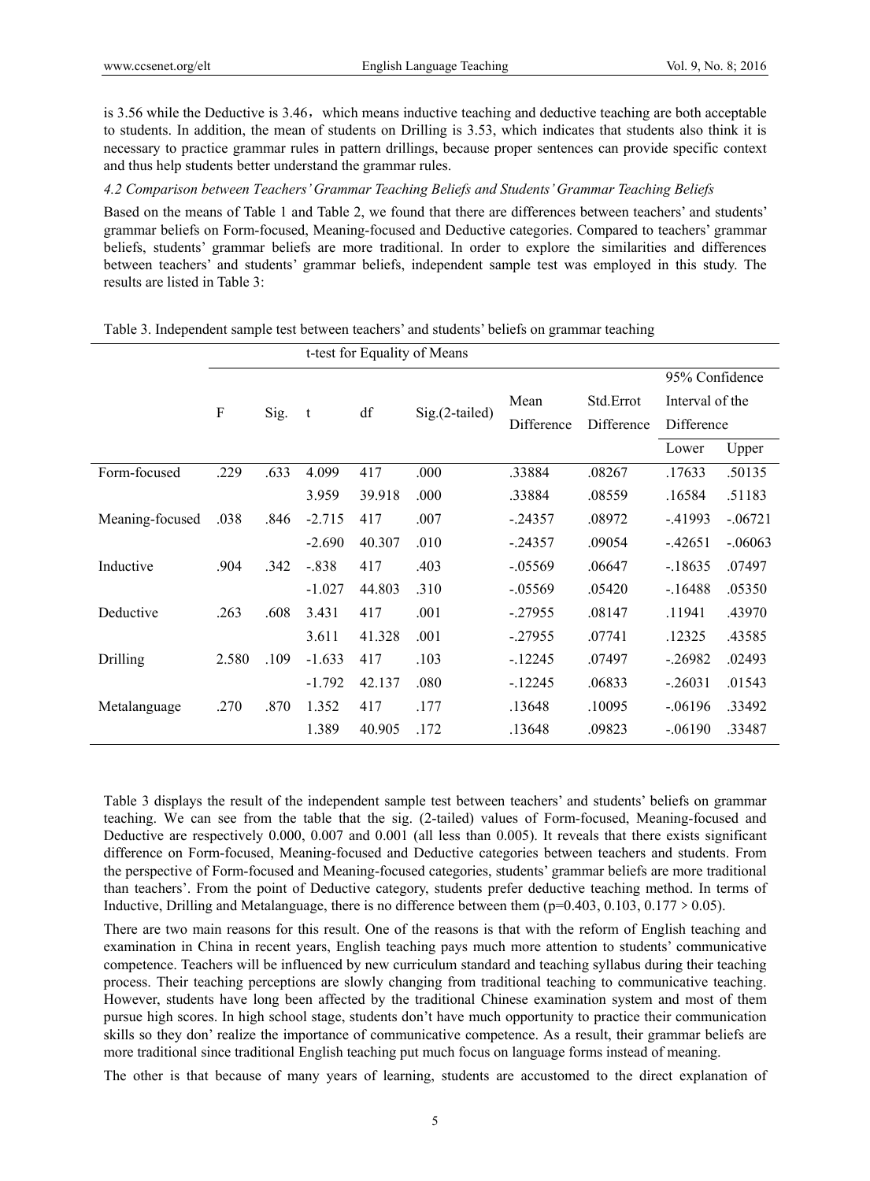is 3.56 while the Deductive is 3.46，which means inductive teaching and deductive teaching are both acceptable to students. In addition, the mean of students on Drilling is 3.53, which indicates that students also think it is necessary to practice grammar rules in pattern drillings, because proper sentences can provide specific context and thus help students better understand the grammar rules.

*4.2 Comparison between Teachers' Grammar Teaching Beliefs and Students' Grammar Teaching Beliefs*

Based on the means of Table 1 and Table 2, we found that there are differences between teachers' and students' grammar beliefs on Form-focused, Meaning-focused and Deductive categories. Compared to teachers' grammar beliefs, students' grammar beliefs are more traditional. In order to explore the similarities and differences between teachers' and students' grammar beliefs, independent sample test was employed in this study. The results are listed in Table 3:

Table 3. Independent sample test between teachers' and students' beliefs on grammar teaching

| | t-test for Equality of Means | | | | | | | | |
|---|---|---|---|---|---|---|---|---|---|
| | F | Sig. | t | df | Sig.(2-tailed) | Mean Difference | Std.Errot Difference | 95% Confidence Interval of the Difference | |
| | | | | | | | | Lower | Upper |
| Form-focused | .229 | .633 | 4.099 | 417 | .000 | .33884 | .08267 | .17633 | .50135 |
| | | | 3.959 | 39.918 | .000 | .33884 | .08559 | .16584 | .51183 |
| Meaning-focused | .038 | .846 | -2.715 | 417 | .007 | -.24357 | .08972 | -.41993 | -.06721 |
| | | | -2.690 | 40.307 | .010 | -.24357 | .09054 | -.42651 | -.06063 |
| Inductive | .904 | .342 | -.838 | 417 | .403 | -.05569 | .06647 | -.18635 | .07497 |
| | | | -1.027 | 44.803 | .310 | -.05569 | .05420 | -.16488 | .05350 |
| Deductive | .263 | .608 | 3.431 | 417 | .001 | -.27955 | .08147 | .11941 | .43970 |
| | | | 3.611 | 41.328 | .001 | -.27955 | .07741 | .12325 | .43585 |
| Drilling | 2.580 | .109 | -1.633 | 417 | .103 | -.12245 | .07497 | -.26982 | .02493 |
| | | | -1.792 | 42.137 | .080 | -.12245 | .06833 | -.26031 | .01543 |
| Metalanguage | .270 | .870 | 1.352 | 417 | .177 | .13648 | .10095 | -.06196 | .33492 |
| | | | 1.389 | 40.905 | .172 | .13648 | .09823 | -.06190 | .33487 |

Table 3 displays the result of the independent sample test between teachers' and students' beliefs on grammar teaching. We can see from the table that the sig. (2-tailed) values of Form-focused, Meaning-focused and Deductive are respectively 0.000, 0.007 and 0.001 (all less than 0.005). It reveals that there exists significant difference on Form-focused, Meaning-focused and Deductive categories between teachers and students. From the perspective of Form-focused and Meaning-focused categories, students' grammar beliefs are more traditional than teachers'. From the point of Deductive category, students prefer deductive teaching method. In terms of Inductive, Drilling and Metalanguage, there is no difference between them ($p$=0.403, 0.103, 0.177 > 0.05).

There are two main reasons for this result. One of the reasons is that with the reform of English teaching and examination in China in recent years, English teaching pays much more attention to students' communicative competence. Teachers will be influenced by new curriculum standard and teaching syllabus during their teaching process. Their teaching perceptions are slowly changing from traditional teaching to communicative teaching. However, students have long been affected by the traditional Chinese examination system and most of them pursue high scores. In high school stage, students don't have much opportunity to practice their communication skills so they don' realize the importance of communicative competence. As a result, their grammar beliefs are more traditional since traditional English teaching put much focus on language forms instead of meaning.

The other is that because of many years of learning, students are accustomed to the direct explanation of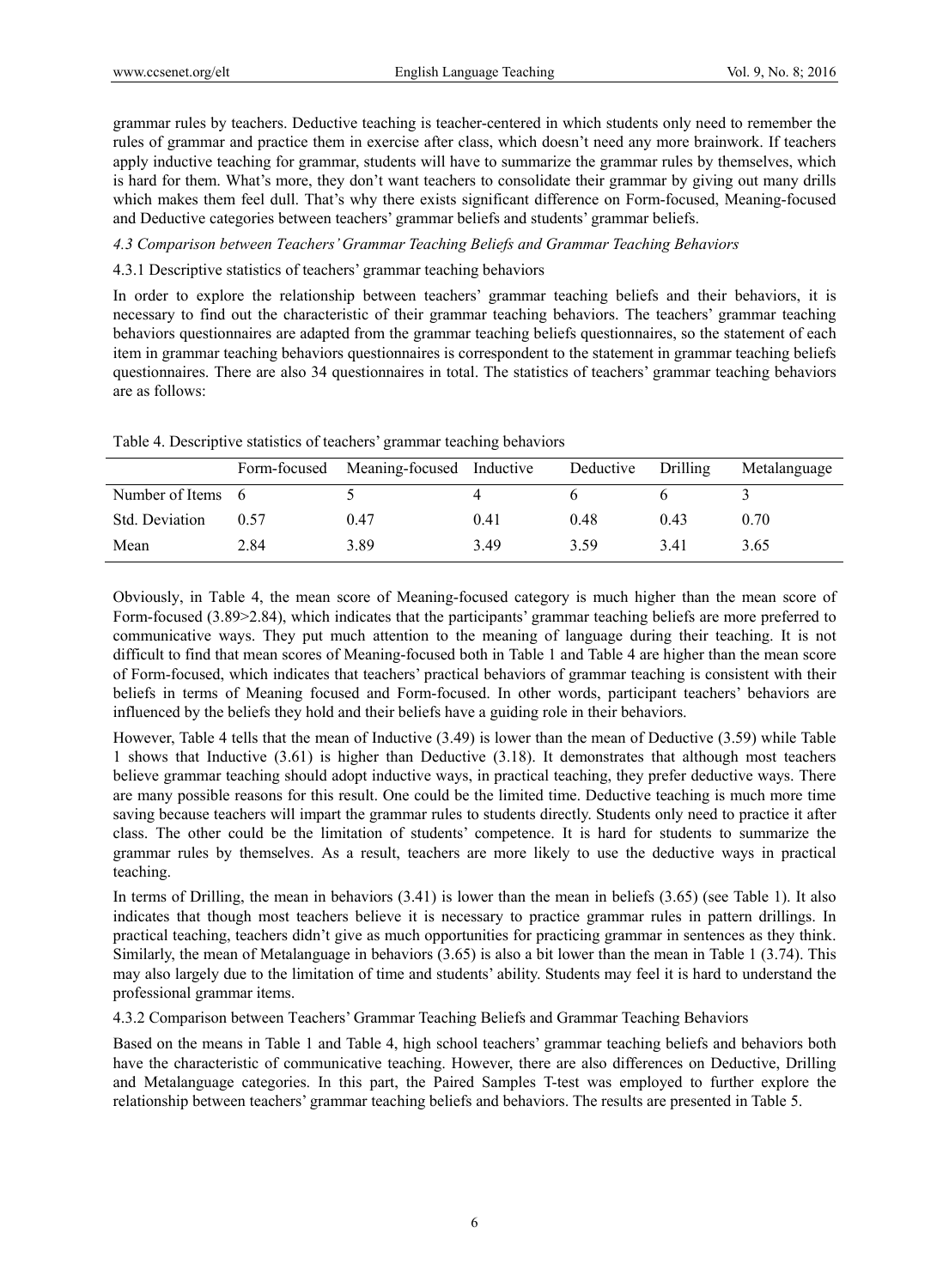grammar rules by teachers. Deductive teaching is teacher-centered in which students only need to remember the rules of grammar and practice them in exercise after class, which doesn't need any more brainwork. If teachers apply inductive teaching for grammar, students will have to summarize the grammar rules by themselves, which is hard for them. What's more, they don't want teachers to consolidate their grammar by giving out many drills which makes them feel dull. That's why there exists significant difference on Form-focused, Meaning-focused and Deductive categories between teachers' grammar beliefs and students' grammar beliefs.

*4.3 Comparison between Teachers' Grammar Teaching Beliefs and Grammar Teaching Behaviors*

4.3.1 Descriptive statistics of teachers' grammar teaching behaviors

In order to explore the relationship between teachers' grammar teaching beliefs and their behaviors, it is necessary to find out the characteristic of their grammar teaching behaviors. The teachers' grammar teaching behaviors questionnaires are adapted from the grammar teaching beliefs questionnaires, so the statement of each item in grammar teaching behaviors questionnaires is correspondent to the statement in grammar teaching beliefs questionnaires. There are also 34 questionnaires in total. The statistics of teachers' grammar teaching behaviors are as follows:

Table 4. Descriptive statistics of teachers' grammar teaching behaviors

| | Form-focused | Meaning-focused | Inductive | Deductive | Drilling | Metalanguage |
|---|---|---|---|---|---|---|
| Number of Items | 6 | 5 | 4 | 6 | 6 | 3 |
| Std. Deviation | 0.57 | 0.47 | 0.41 | 0.48 | 0.43 | 0.70 |
| Mean | 2.84 | 3.89 | 3.49 | 3.59 | 3.41 | 3.65 |

Obviously, in Table 4, the mean score of Meaning-focused category is much higher than the mean score of Form-focused (3.89>2.84), which indicates that the participants' grammar teaching beliefs are more preferred to communicative ways. They put much attention to the meaning of language during their teaching. It is not difficult to find that mean scores of Meaning-focused both in Table 1 and Table 4 are higher than the mean score of Form-focused, which indicates that teachers' practical behaviors of grammar teaching is consistent with their beliefs in terms of Meaning focused and Form-focused. In other words, participant teachers' behaviors are influenced by the beliefs they hold and their beliefs have a guiding role in their behaviors.

However, Table 4 tells that the mean of Inductive (3.49) is lower than the mean of Deductive (3.59) while Table 1 shows that Inductive (3.61) is higher than Deductive (3.18). It demonstrates that although most teachers believe grammar teaching should adopt inductive ways, in practical teaching, they prefer deductive ways. There are many possible reasons for this result. One could be the limited time. Deductive teaching is much more time saving because teachers will impart the grammar rules to students directly. Students only need to practice it after class. The other could be the limitation of students' competence. It is hard for students to summarize the grammar rules by themselves. As a result, teachers are more likely to use the deductive ways in practical teaching.

In terms of Drilling, the mean in behaviors (3.41) is lower than the mean in beliefs (3.65) (see Table 1). It also indicates that though most teachers believe it is necessary to practice grammar rules in pattern drillings. In practical teaching, teachers didn't give as much opportunities for practicing grammar in sentences as they think. Similarly, the mean of Metalanguage in behaviors (3.65) is also a bit lower than the mean in Table 1 (3.74). This may also largely due to the limitation of time and students' ability. Students may feel it is hard to understand the professional grammar items.

4.3.2 Comparison between Teachers' Grammar Teaching Beliefs and Grammar Teaching Behaviors

Based on the means in Table 1 and Table 4, high school teachers' grammar teaching beliefs and behaviors both have the characteristic of communicative teaching. However, there are also differences on Deductive, Drilling and Metalanguage categories. In this part, the Paired Samples T-test was employed to further explore the relationship between teachers' grammar teaching beliefs and behaviors. The results are presented in Table 5.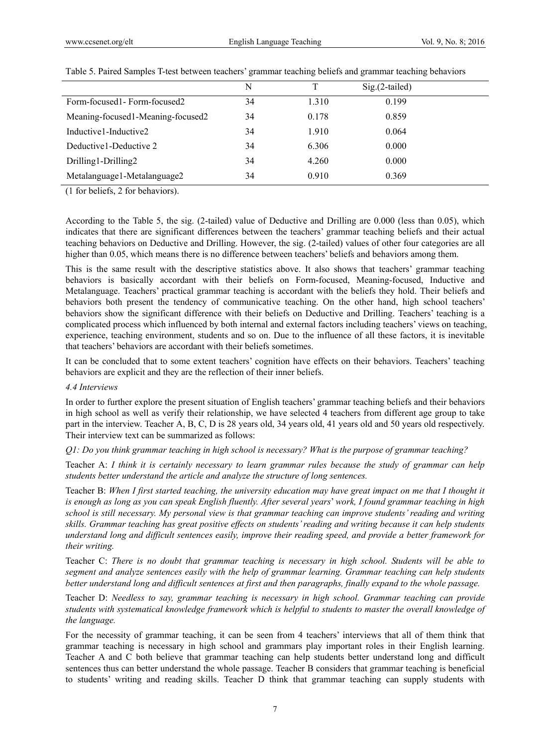Table 5. Paired Samples T-test between teachers' grammar teaching beliefs and grammar teaching behaviors

| | N | T | Sig.(2-tailed) |
|---|---|---|---|
| Form-focused1- Form-focused2 | 34 | 1.310 | 0.199 |
| Meaning-focused1-Meaning-focused2 | 34 | 0.178 | 0.859 |
| Inductive1-Inductive2 | 34 | 1.910 | 0.064 |
| Deductive1-Deductive 2 | 34 | 6.306 | 0.000 |
| Drilling1-Drilling2 | 34 | 4.260 | 0.000 |
| Metalanguage1-Metalanguage2 | 34 | 0.910 | 0.369 |

(1 for beliefs, 2 for behaviors).

According to the Table 5, the sig. (2-tailed) value of Deductive and Drilling are 0.000 (less than 0.05), which indicates that there are significant differences between the teachers' grammar teaching beliefs and their actual teaching behaviors on Deductive and Drilling. However, the sig. (2-tailed) values of other four categories are all higher than 0.05, which means there is no difference between teachers' beliefs and behaviors among them.

This is the same result with the descriptive statistics above. It also shows that teachers' grammar teaching behaviors is basically accordant with their beliefs on Form-focused, Meaning-focused, Inductive and Metalanguage. Teachers' practical grammar teaching is accordant with the beliefs they hold. Their beliefs and behaviors both present the tendency of communicative teaching. On the other hand, high school teachers' behaviors show the significant difference with their beliefs on Deductive and Drilling. Teachers' teaching is a complicated process which influenced by both internal and external factors including teachers' views on teaching, experience, teaching environment, students and so on. Due to the influence of all these factors, it is inevitable that teachers' behaviors are accordant with their beliefs sometimes.

It can be concluded that to some extent teachers' cognition have effects on their behaviors. Teachers' teaching behaviors are explicit and they are the reflection of their inner beliefs.

### *4.4 Interviews*

In order to further explore the present situation of English teachers' grammar teaching beliefs and their behaviors in high school as well as verify their relationship, we have selected 4 teachers from different age group to take part in the interview. Teacher A, B, C, D is 28 years old, 34 years old, 41 years old and 50 years old respectively. Their interview text can be summarized as follows:

*Q1: Do you think grammar teaching in high school is necessary? What is the purpose of grammar teaching?*

Teacher A: *I think it is certainly necessary to learn grammar rules because the study of grammar can help students better understand the article and analyze the structure of long sentences.*

Teacher B: *When I first started teaching, the university education may have great impact on me that I thought it is enough as long as you can speak English fluently. After several years' work, I found grammar teaching in high school is still necessary. My personal view is that grammar teaching can improve students' reading and writing skills. Grammar teaching has great positive effects on students' reading and writing because it can help students understand long and difficult sentences easily, improve their reading speed, and provide a better framework for their writing.*

Teacher C: *There is no doubt that grammar teaching is necessary in high school. Students will be able to segment and analyze sentences easily with the help of grammar learning. Grammar teaching can help students better understand long and difficult sentences at first and then paragraphs, finally expand to the whole passage.*

Teacher D: *Needless to say, grammar teaching is necessary in high school. Grammar teaching can provide students with systematical knowledge framework which is helpful to students to master the overall knowledge of the language.*

For the necessity of grammar teaching, it can be seen from 4 teachers' interviews that all of them think that grammar teaching is necessary in high school and grammars play important roles in their English learning. Teacher A and C both believe that grammar teaching can help students better understand long and difficult sentences thus can better understand the whole passage. Teacher B considers that grammar teaching is beneficial to students' writing and reading skills. Teacher D think that grammar teaching can supply students with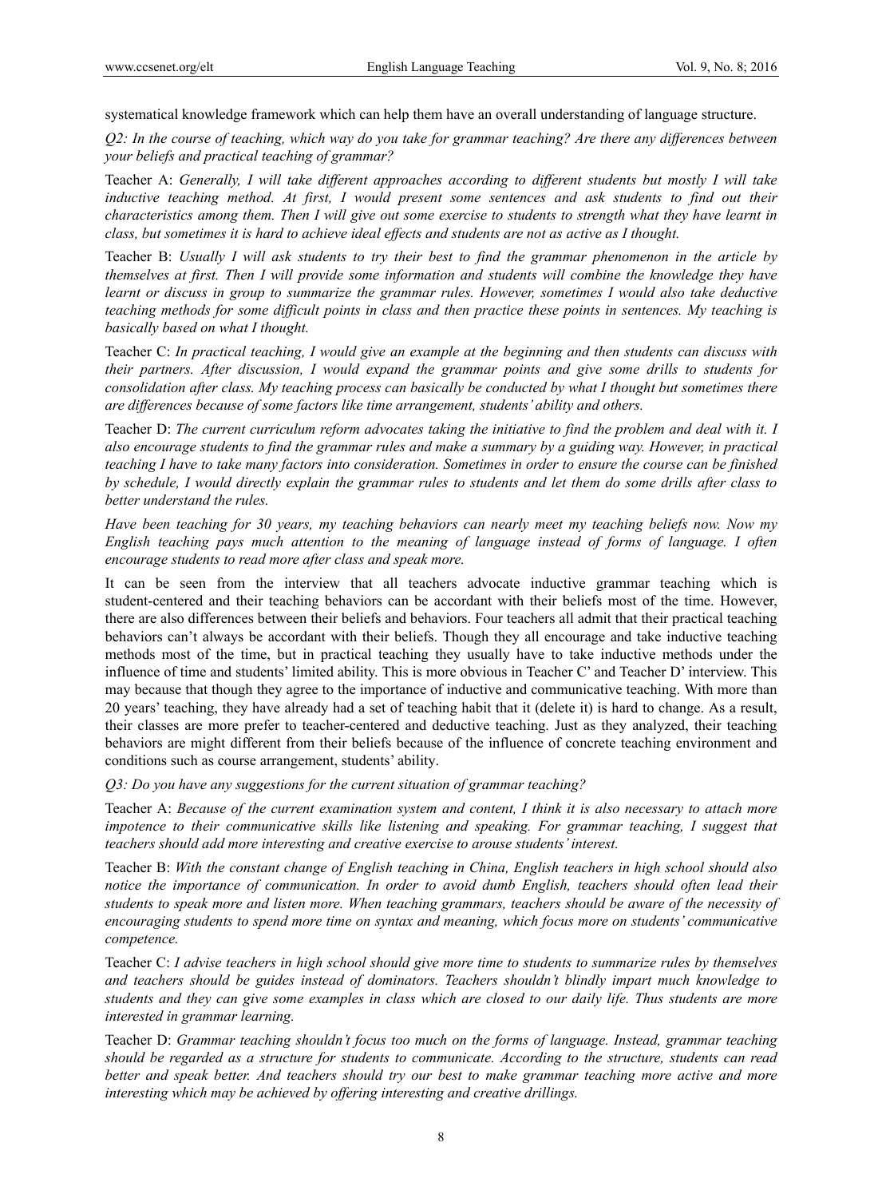systematical knowledge framework which can help them have an overall understanding of language structure.

*Q2: In the course of teaching, which way do you take for grammar teaching? Are there any differences between your beliefs and practical teaching of grammar?*

Teacher A: *Generally, I will take different approaches according to different students but mostly I will take inductive teaching method. At first, I would present some sentences and ask students to find out their characteristics among them. Then I will give out some exercise to students to strength what they have learnt in class, but sometimes it is hard to achieve ideal effects and students are not as active as I thought.*

Teacher B: *Usually I will ask students to try their best to find the grammar phenomenon in the article by themselves at first. Then I will provide some information and students will combine the knowledge they have learnt or discuss in group to summarize the grammar rules. However, sometimes I would also take deductive teaching methods for some difficult points in class and then practice these points in sentences. My teaching is basically based on what I thought.*

Teacher C: *In practical teaching, I would give an example at the beginning and then students can discuss with their partners. After discussion, I would expand the grammar points and give some drills to students for consolidation after class. My teaching process can basically be conducted by what I thought but sometimes there are differences because of some factors like time arrangement, students' ability and others.*

Teacher D: *The current curriculum reform advocates taking the initiative to find the problem and deal with it. I also encourage students to find the grammar rules and make a summary by a guiding way. However, in practical teaching I have to take many factors into consideration. Sometimes in order to ensure the course can be finished by schedule, I would directly explain the grammar rules to students and let them do some drills after class to better understand the rules.*

*Have been teaching for 30 years, my teaching behaviors can nearly meet my teaching beliefs now. Now my English teaching pays much attention to the meaning of language instead of forms of language. I often encourage students to read more after class and speak more.*

It can be seen from the interview that all teachers advocate inductive grammar teaching which is student-centered and their teaching behaviors can be accordant with their beliefs most of the time. However, there are also differences between their beliefs and behaviors. Four teachers all admit that their practical teaching behaviors can't always be accordant with their beliefs. Though they all encourage and take inductive teaching methods most of the time, but in practical teaching they usually have to take inductive methods under the influence of time and students' limited ability. This is more obvious in Teacher C' and Teacher D' interview. This may because that though they agree to the importance of inductive and communicative teaching. With more than 20 years' teaching, they have already had a set of teaching habit that it (delete it) is hard to change. As a result, their classes are more prefer to teacher-centered and deductive teaching. Just as they analyzed, their teaching behaviors are might different from their beliefs because of the influence of concrete teaching environment and conditions such as course arrangement, students' ability.

*Q3: Do you have any suggestions for the current situation of grammar teaching?*

Teacher A: *Because of the current examination system and content, I think it is also necessary to attach more impotence to their communicative skills like listening and speaking. For grammar teaching, I suggest that teachers should add more interesting and creative exercise to arouse students' interest.*

Teacher B: *With the constant change of English teaching in China, English teachers in high school should also notice the importance of communication. In order to avoid dumb English, teachers should often lead their students to speak more and listen more. When teaching grammars, teachers should be aware of the necessity of encouraging students to spend more time on syntax and meaning, which focus more on students' communicative competence.*

Teacher C: *I advise teachers in high school should give more time to students to summarize rules by themselves and teachers should be guides instead of dominators. Teachers shouldn't blindly impart much knowledge to students and they can give some examples in class which are closed to our daily life. Thus students are more interested in grammar learning.*

Teacher D: *Grammar teaching shouldn't focus too much on the forms of language. Instead, grammar teaching should be regarded as a structure for students to communicate. According to the structure, students can read better and speak better. And teachers should try our best to make grammar teaching more active and more interesting which may be achieved by offering interesting and creative drillings.*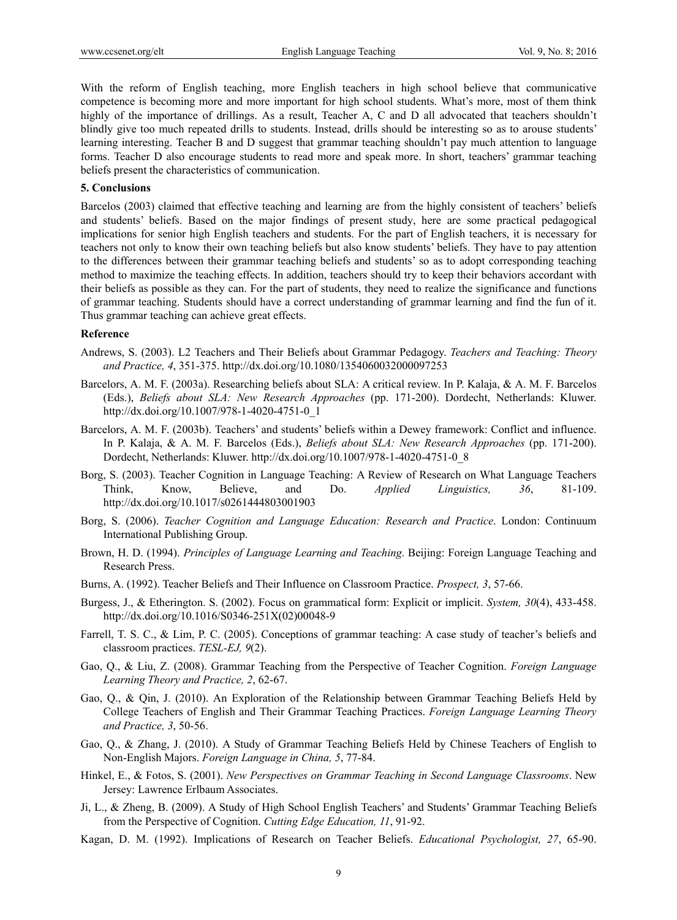With the reform of English teaching, more English teachers in high school believe that communicative competence is becoming more and more important for high school students. What's more, most of them think highly of the importance of drillings. As a result, Teacher A, C and D all advocated that teachers shouldn't blindly give too much repeated drills to students. Instead, drills should be interesting so as to arouse students' learning interesting. Teacher B and D suggest that grammar teaching shouldn't pay much attention to language forms. Teacher D also encourage students to read more and speak more. In short, teachers' grammar teaching beliefs present the characteristics of communication.

## 5. Conclusions

Barcelos (2003) claimed that effective teaching and learning are from the highly consistent of teachers' beliefs and students' beliefs. Based on the major findings of present study, here are some practical pedagogical implications for senior high English teachers and students. For the part of English teachers, it is necessary for teachers not only to know their own teaching beliefs but also know students' beliefs. They have to pay attention to the differences between their grammar teaching beliefs and students' so as to adopt corresponding teaching method to maximize the teaching effects. In addition, teachers should try to keep their behaviors accordant with their beliefs as possible as they can. For the part of students, they need to realize the significance and functions of grammar teaching. Students should have a correct understanding of grammar learning and find the fun of it. Thus grammar teaching can achieve great effects.

## Reference

Andrews, S. (2003). L2 Teachers and Their Beliefs about Grammar Pedagogy. *Teachers and Teaching: Theory and Practice, 4*, 351-375. http://dx.doi.org/10.1080/1354060032000097253

Barcelors, A. M. F. (2003a). Researching beliefs about SLA: A critical review. In P. Kalaja, & A. M. F. Barcelos (Eds.), *Beliefs about SLA: New Research Approaches* (pp. 171-200). Dordecht, Netherlands: Kluwer. http://dx.doi.org/10.1007/978-1-4020-4751-0_1

Barcelors, A. M. F. (2003b). Teachers' and students' beliefs within a Dewey framework: Conflict and influence. In P. Kalaja, & A. M. F. Barcelos (Eds.), *Beliefs about SLA: New Research Approaches* (pp. 171-200). Dordecht, Netherlands: Kluwer. http://dx.doi.org/10.1007/978-1-4020-4751-0_8

Borg, S. (2003). Teacher Cognition in Language Teaching: A Review of Research on What Language Teachers Think, Know, Believe, and Do. *Applied Linguistics, 36*, 81-109. http://dx.doi.org/10.1017/s0261444803001903

Borg, S. (2006). *Teacher Cognition and Language Education: Research and Practice*. London: Continuum International Publishing Group.

Brown, H. D. (1994). *Principles of Language Learning and Teaching*. Beijing: Foreign Language Teaching and Research Press.

Burns, A. (1992). Teacher Beliefs and Their Influence on Classroom Practice. *Prospect, 3*, 57-66.

Burgess, J., & Etherington. S. (2002). Focus on grammatical form: Explicit or implicit. *System, 30*(4), 433-458. http://dx.doi.org/10.1016/S0346-251X(02)00048-9

Farrell, T. S. C., & Lim, P. C. (2005). Conceptions of grammar teaching: A case study of teacher's beliefs and classroom practices. *TESL-EJ, 9*(2).

Gao, Q., & Liu, Z. (2008). Grammar Teaching from the Perspective of Teacher Cognition. *Foreign Language Learning Theory and Practice, 2*, 62-67.

Gao, Q., & Qin, J. (2010). An Exploration of the Relationship between Grammar Teaching Beliefs Held by College Teachers of English and Their Grammar Teaching Practices. *Foreign Language Learning Theory and Practice, 3*, 50-56.

Gao, Q., & Zhang, J. (2010). A Study of Grammar Teaching Beliefs Held by Chinese Teachers of English to Non-English Majors. *Foreign Language in China, 5*, 77-84.

Hinkel, E., & Fotos, S. (2001). *New Perspectives on Grammar Teaching in Second Language Classrooms*. New Jersey: Lawrence Erlbaum Associates.

Ji, L., & Zheng, B. (2009). A Study of High School English Teachers' and Students' Grammar Teaching Beliefs from the Perspective of Cognition. *Cutting Edge Education, 11*, 91-92.

Kagan, D. M. (1992). Implications of Research on Teacher Beliefs. *Educational Psychologist, 27*, 65-90.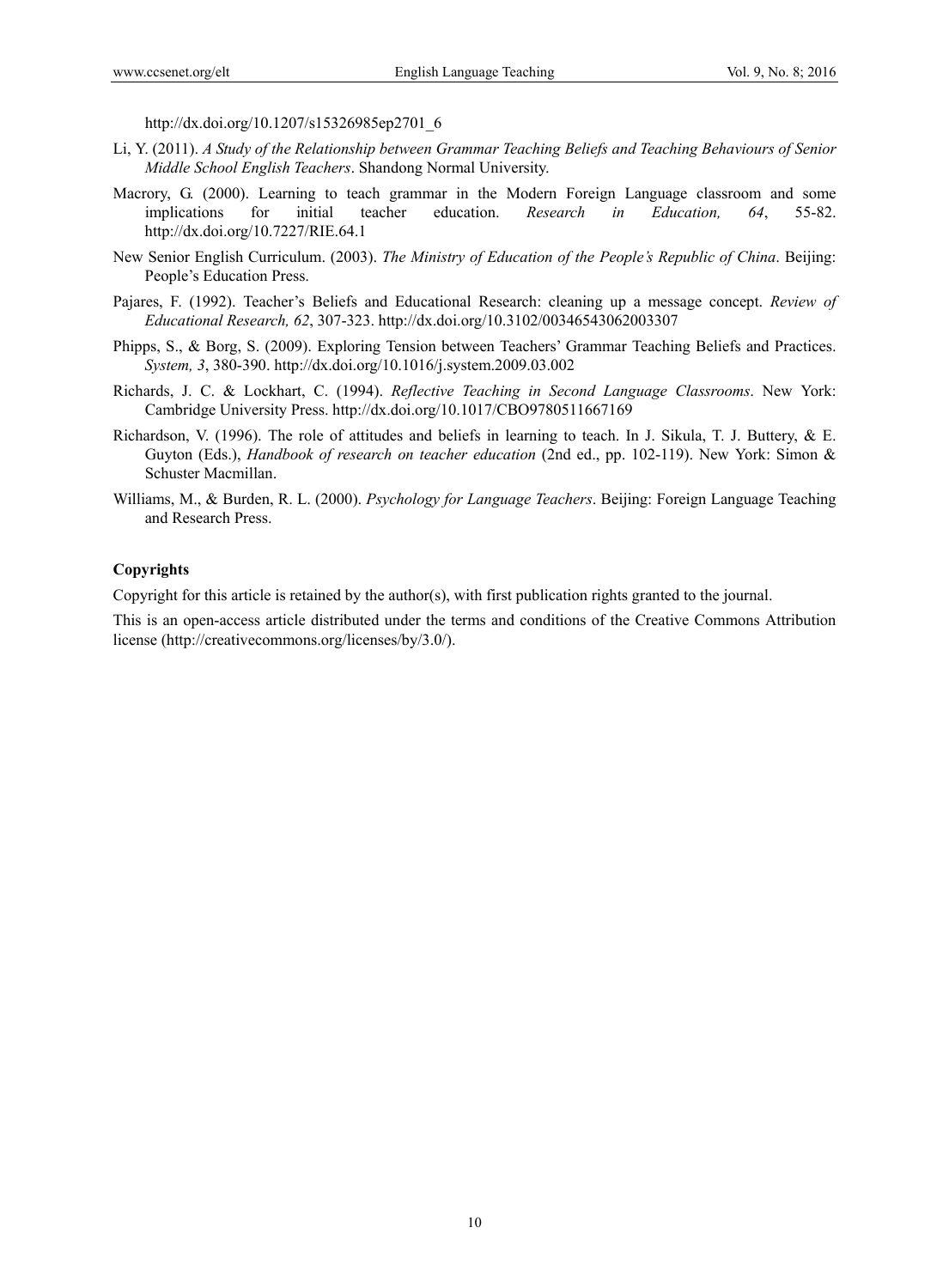http://dx.doi.org/10.1207/s15326985ep2701_6

Li, Y. (2011). *A Study of the Relationship between Grammar Teaching Beliefs and Teaching Behaviours of Senior Middle School English Teachers*. Shandong Normal University.

Macrory, G. (2000). Learning to teach grammar in the Modern Foreign Language classroom and some implications for initial teacher education. *Research in Education, 64*, 55-82. http://dx.doi.org/10.7227/RIE.64.1

New Senior English Curriculum. (2003). *The Ministry of Education of the People's Republic of China*. Beijing: People's Education Press.

Pajares, F. (1992). Teacher's Beliefs and Educational Research: cleaning up a message concept. *Review of Educational Research, 62*, 307-323. http://dx.doi.org/10.3102/00346543062003307

Phipps, S., & Borg, S. (2009). Exploring Tension between Teachers' Grammar Teaching Beliefs and Practices. *System, 3*, 380-390. http://dx.doi.org/10.1016/j.system.2009.03.002

Richards, J. C. & Lockhart, C. (1994). *Reflective Teaching in Second Language Classrooms*. New York: Cambridge University Press. http://dx.doi.org/10.1017/CBO9780511667169

Richardson, V. (1996). The role of attitudes and beliefs in learning to teach. In J. Sikula, T. J. Buttery, & E. Guyton (Eds.), *Handbook of research on teacher education* (2nd ed., pp. 102-119). New York: Simon & Schuster Macmillan.

Williams, M., & Burden, R. L. (2000). *Psychology for Language Teachers*. Beijing: Foreign Language Teaching and Research Press.

## Copyrights

Copyright for this article is retained by the author(s), with first publication rights granted to the journal.

This is an open-access article distributed under the terms and conditions of the Creative Commons Attribution license (http://creativecommons.org/licenses/by/3.0/).